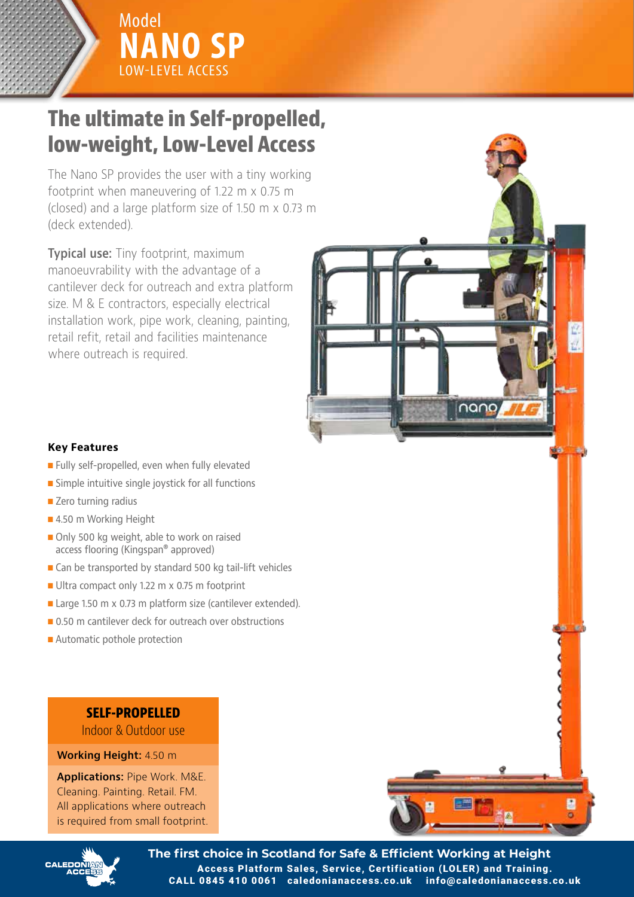Model
# NANO SP
LOW-LEVEL ACCESS

## The ultimate in Self-propelled, low-weight, Low-Level Access

The Nano SP provides the user with a tiny working footprint when maneuvering of 1.22 m x 0.75 m (closed) and a large platform size of 1.50 m x 0.73 m (deck extended).

**Typical use:** Tiny footprint, maximum manoeuvrability with the advantage of a cantilever deck for outreach and extra platform size. M & E contractors, especially electrical installation work, pipe work, cleaning, painting, retail refit, retail and facilities maintenance where outreach is required.

### Key Features

- Fully self-propelled, even when fully elevated
- Simple intuitive single joystick for all functions
- Zero turning radius
- 4.50 m Working Height
- Only 500 kg weight, able to work on raised access flooring (Kingspan® approved)
- Can be transported by standard 500 kg tail-lift vehicles
- Ultra compact only 1.22 m x 0.75 m footprint
- Large 1.50 m x 0.73 m platform size (cantilever extended).
- 0.50 m cantilever deck for outreach over obstructions
- Automatic pothole protection

**SELF-PROPELLED**
Indoor & Outdoor use

**Working Height:** 4.50 m

**Applications:** Pipe Work. M&E. Cleaning. Painting. Retail. FM. All applications where outreach is required from small footprint.

**The first choice in Scotland for Safe & Efficient Working at Height**
Access Platform Sales, Service, Certification (LOLER) and Training.
CALL 0845 410 0061 caledonianaccess.co.uk info@caledonianaccess.co.uk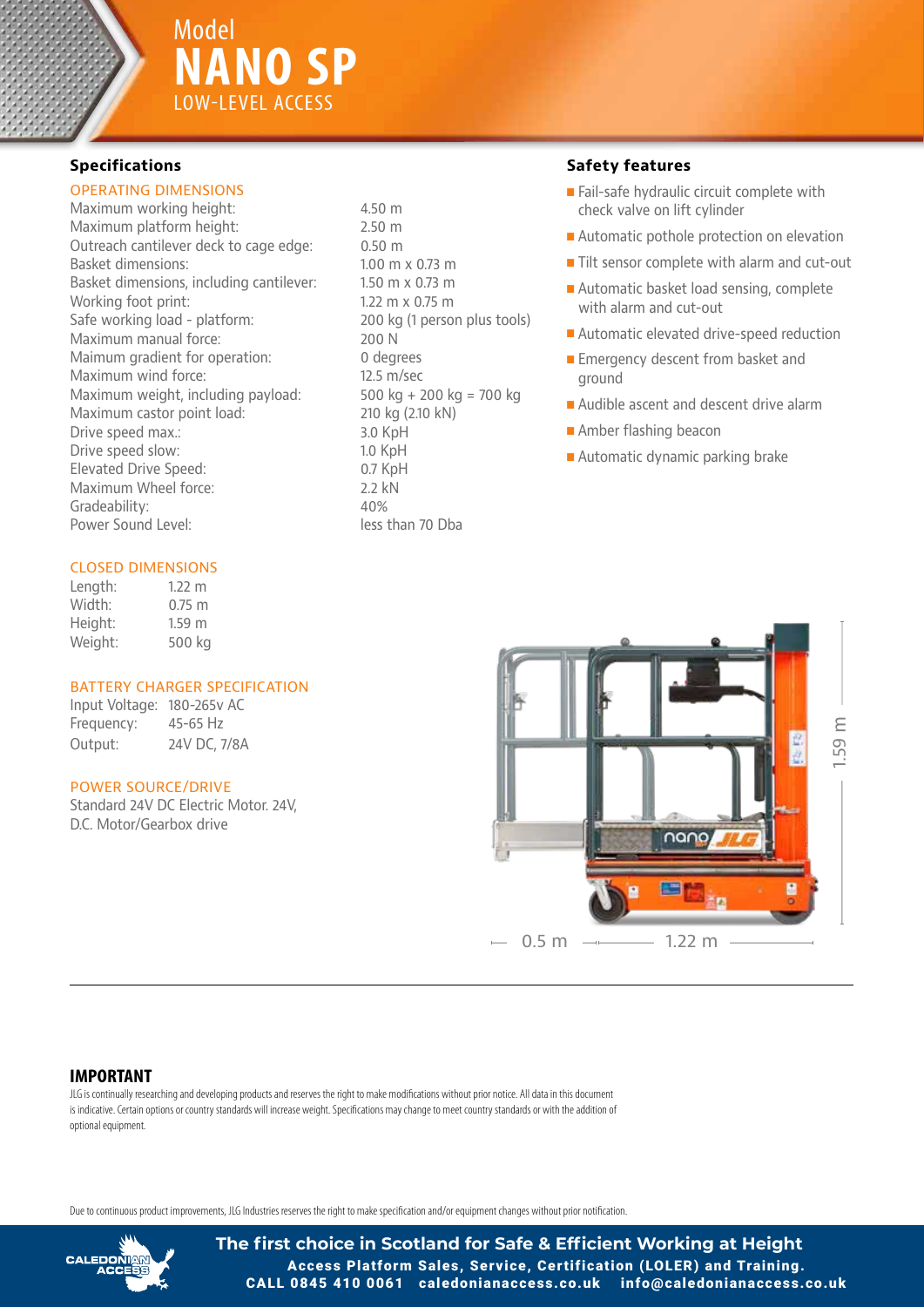# Model NANO SP

LOW-LEVEL ACCESS

## Specifications

### OPERATING DIMENSIONS

| | |
|---|---|
| Maximum working height: | 4.50 m |
| Maximum platform height: | 2.50 m |
| Outreach cantilever deck to cage edge: | 0.50 m |
| Basket dimensions: | 1.00 m x 0.73 m |
| Basket dimensions, including cantilever: | 1.50 m x 0.73 m |
| Working foot print: | 1.22 m x 0.75 m |
| Safe working load - platform: | 200 kg (1 person plus tools) |
| Maximum manual force: | 200 N |
| Maimum gradient for operation: | 0 degrees |
| Maximum wind force: | 12.5 m/sec |
| Maximum weight, including payload: | 500 kg + 200 kg = 700 kg |
| Maximum castor point load: | 210 kg (2.10 kN) |
| Drive speed max.: | 3.0 KpH |
| Drive speed slow: | 1.0 KpH |
| Elevated Drive Speed: | 0.7 KpH |
| Maximum Wheel force: | 2.2 kN |
| Gradeability: | 40% |
| Power Sound Level: | less than 70 Dba |

### CLOSED DIMENSIONS

| | |
|---|---|
| Length: | 1.22 m |
| Width: | 0.75 m |
| Height: | 1.59 m |
| Weight: | 500 kg |

### BATTERY CHARGER SPECIFICATION

| | |
|---|---|
| Input Voltage: | 180-265v AC |
| Frequency: | 45-65 Hz |
| Output: | 24V DC, 7/8A |

### POWER SOURCE/DRIVE

Standard 24V DC Electric Motor. 24V, D.C. Motor/Gearbox drive

## Safety features

- Fail-safe hydraulic circuit complete with check valve on lift cylinder
- Automatic pothole protection on elevation
- Tilt sensor complete with alarm and cut-out
- Automatic basket load sensing, complete with alarm and cut-out
- Automatic elevated drive-speed reduction
- Emergency descent from basket and ground
- Audible ascent and descent drive alarm
- Amber flashing beacon
- Automatic dynamic parking brake

1.59 m

0.5 m

1.22 m

## IMPORTANT

JLG is continually researching and developing products and reserves the right to make modifications without prior notice. All data in this document is indicative. Certain options or country standards will increase weight. Specifications may change to meet country standards or with the addition of optional equipment.

Due to continuous product improvements, JLG Industries reserves the right to make specification and/or equipment changes without prior notification.

**The first choice in Scotland for Safe & Efficient Working at Height**

**Access Platform Sales, Service, Certification (LOLER) and Training.**

**CALL 0845 410 0061 caledonianaccess.co.uk info@caledonianaccess.co.uk**